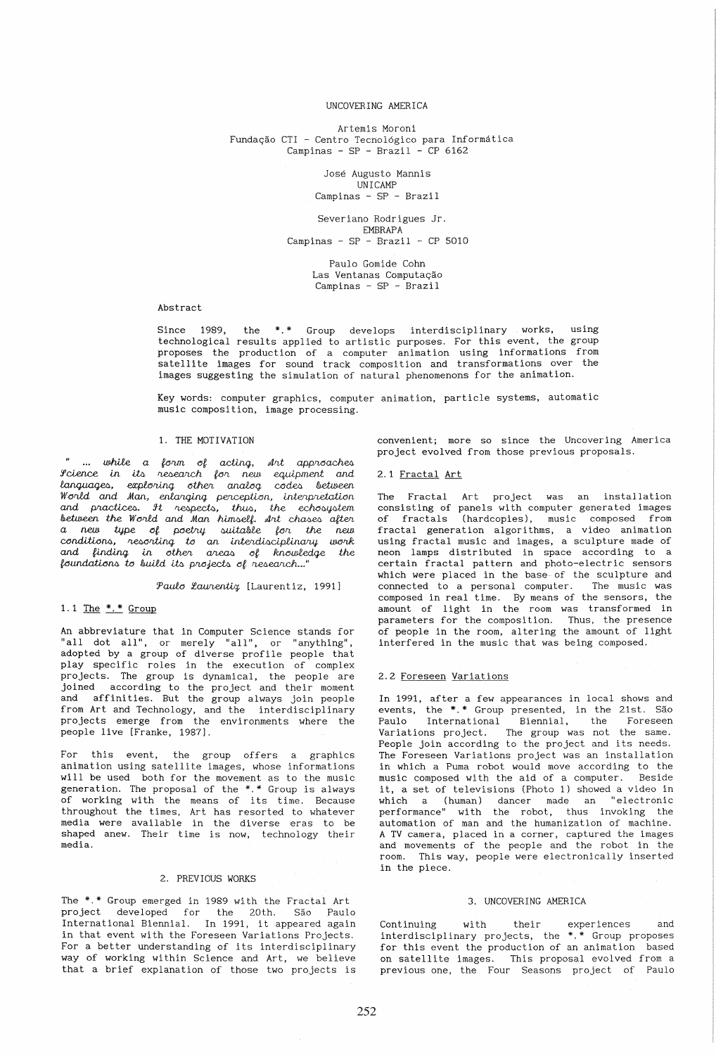# UNCOVERING AMERICA

Artemis Moroni
Fundação CTI - Centro Tecnológico para Informática
Campinas - SP - Brazil - CP 6162

José Augusto Mannis
UNICAMP
Campinas - SP - Brazil

Severiano Rodrigues Jr.
EMBRAPA
Campinas - SP - Brazil - CP 5010

Paulo Gomide Cohn
Las Ventanas Computação
Campinas - SP - Brazil

## Abstract

Since 1989, the *.* Group develops interdisciplinary works, using technological results applied to artistic purposes. For this event, the group proposes the production of a computer animation using informations from satellite images for sound track composition and transformations over the images suggesting the simulation of natural phenomenons for the animation.

Key words: computer graphics, computer animation, particle systems, automatic music composition, image processing.

## 1. THE MOTIVATION

*" ... while a form of acting, Art approaches Science in its research for new equipment and languages, exploring other analog codes between World and Man, enlarging perception, interpretation and practices. It respects, thus, the echosystem between the World and Man himself. Art chases after a new type of poetry suitable for the new conditions, resorting to an interdisciplinary work and finding in other areas of knowledge the foundations to build its projects of research..."*

*Paulo Laurentiz* [Laurentiz, 1991]

### 1.1 The *.* Group

An abbreviature that in Computer Science stands for "all dot all", or merely "all", or "anything", adopted by a group of diverse profile people that play specific roles in the execution of complex projects. The group is dynamical, the people are joined according to the project and their moment and affinities. But the group always join people from Art and Technology, and the interdisciplinary projects emerge from the environments where the people live [Franke, 1987].

For this event, the group offers a graphics animation using satellite images, whose informations will be used both for the movement as to the music generation. The proposal of the *.* Group is always of working with the means of its time. Because throughout the times, Art has resorted to whatever media were available in the diverse eras to be shaped anew. Their time is now, technology their media.

## 2. PREVIOUS WORKS

The *.* Group emerged in 1989 with the Fractal Art project developed for the 20th. São Paulo International Biennial. In 1991, it appeared again in that event with the Foreseen Variations Projects. For a better understanding of its interdisciplinary way of working within Science and Art, we believe that a brief explanation of those two projects is convenient; more so since the Uncovering America project evolved from those previous proposals.

### 2.1 Fractal Art

The Fractal Art project was an installation consisting of panels with computer generated images of fractals (hardcopies), music composed from fractal generation algorithms, a video animation using fractal music and images, a sculpture made of neon lamps distributed in space according to a certain fractal pattern and photo-electric sensors which were placed in the base of the sculpture and connected to a personal computer. The music was composed in real time. By means of the sensors, the amount of light in the room was transformed in parameters for the composition. Thus, the presence of people in the room, altering the amount of light interfered in the music that was being composed.

### 2.2 Foreseen Variations

In 1991, after a few appearances in local shows and events, the *.* Group presented, in the 21st. São Paulo International Biennial, the Foreseen Variations project. The group was not the same. People join according to the project and its needs. The Foreseen Variations project was an installation in which a Puma robot would move according to the music composed with the aid of a computer. Beside it, a set of televisions (Photo 1) showed a video in which a (human) dancer made an "electronic performance" with the robot, thus invoking the automation of man and the humanization of machine. A TV camera, placed in a corner, captured the images and movements of the people and the robot in the room. This way, people were electronically inserted in the piece.

## 3. UNCOVERING AMERICA

Continuing with their experiences and interdisciplinary projects, the *.* Group proposes for this event the production of an animation based on satellite images. This proposal evolved from a previous one, the Four Seasons project of Paulo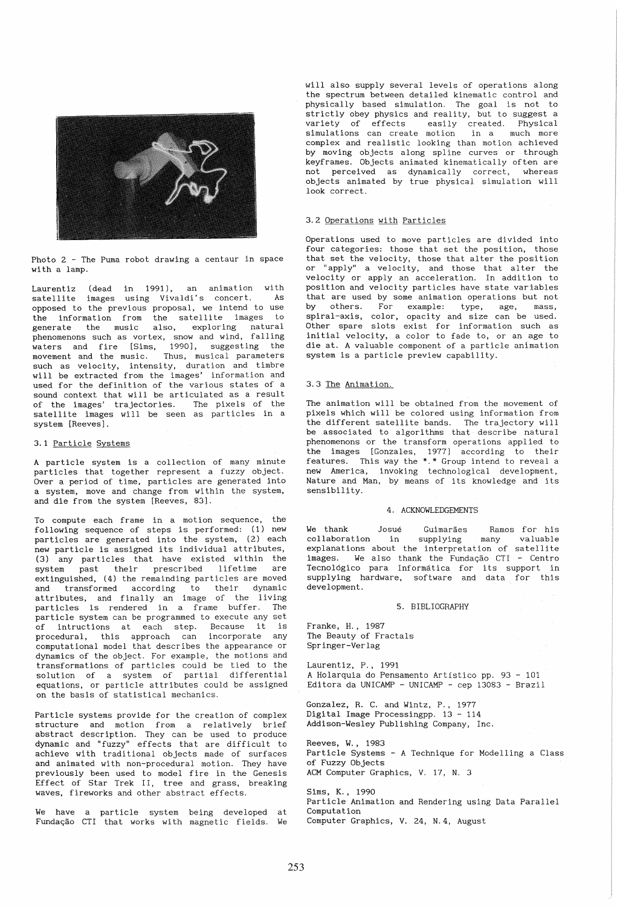Photo 2 - The Puma robot drawing a centaur in space with a lamp.

Laurentiz (dead in 1991), an animation with satellite images using Vivaldi's concert. As opposed to the previous proposal, we intend to use the information from the satellite images to generate the music also, exploring natural phenomenons such as vortex, snow and wind, falling waters and fire [Sims, 1990], suggesting the movement and the music. Thus, musical parameters such as velocity, intensity, duration and timbre will be extracted from the images' information and used for the definition of the various states of a sound context that will be articulated as a result of the images' trajectories. The pixels of the satellite images will be seen as particles in a system [Reeves].

### 3.1 Particle Systems

A particle system is a collection of many minute particles that together represent a fuzzy object. Over a period of time, particles are generated into a system, move and change from within the system, and die from the system [Reeves, 83].

To compute each frame in a motion sequence, the following sequence of steps is performed: (1) new particles are generated into the system, (2) each new particle is assigned its individual attributes, (3) any particles that have existed within the system past their prescribed lifetime are extinguished, (4) the remainding particles are moved and transformed according to their dynamic attributes, and finally an image of the living particles is rendered in a frame buffer. The particle system can be programmed to execute any set of intructions at each step. Because it is procedural, this approach can incorporate any computational model that describes the appearance or dynamics of the object. For example, the motions and transformations of particles could be tied to the solution of a system of partial differential equations, or particle attributes could be assigned on the basis of statistical mechanics.

Particle systems provide for the creation of complex structure and motion from a relatively brief abstract description. They can be used to produce dynamic and "fuzzy" effects that are difficult to achieve with traditional objects made of surfaces and animated with non-procedural motion. They have previously been used to model fire in the Genesis Effect of Star Trek II, tree and grass, breaking waves, fireworks and other abstract effects.

We have a particle system being developed at Fundação CTI that works with magnetic fields. We will also supply several levels of operations along the spectrum between detailed kinematic control and physically based simulation. The goal is not to strictly obey physics and reality, but to suggest a variety of effects easily created. Physical simulations can create motion in a much more complex and realistic looking than motion achieved by moving objects along spline curves or through keyframes. Objects animated kinematically often are not perceived as dynamically correct, whereas objects animated by true physical simulation will look correct.

### 3.2 Operations with Particles

Operations used to move particles are divided into four categories: those that set the position, those that set the velocity, those that alter the position or "apply" a velocity, and those that alter the velocity or apply an acceleration. In addition to position and velocity particles have state variables that are used by some animation operations but not by others. For example: type, age, mass, spiral-axis, color, opacity and size can be used. Other spare slots exist for information such as initial velocity, a color to fade to, or an age to die at. A valuable component of a particle animation system is a particle preview capability.

### 3.3 The Animation.

The animation will be obtained from the movement of pixels which will be colored using information from the different satellite bands. The trajectory will be associated to algorithms that describe natural phenomenons or the transform operations applied to the images [Gonzales, 1977] according to their features. This way the *.* Group intend to reveal a new America, invoking technological development, Nature and Man, by means of its knowledge and its sensibility.

## 4. ACKNOWLEDGEMENTS

We thank Josué Guimarães Ramos for his collaboration in supplying many valuable explanations about the interpretation of satellite images. We also thank the Fundação CTI - Centro Tecnológico para Informática for its support in supplying hardware, software and data for this development.

## 5. BIBLIOGRAPHY

Franke, H., 1987
The Beauty of Fractals
Springer-Verlag

Laurentiz, P., 1991
A Holarquia do Pensamento Artístico pp. 93 - 101
Editora da UNICAMP - UNICAMP - cep 13083 - Brazil

Gonzalez, R. C. and Wintz, P., 1977
Digital Image Processingpp. 13 - 114
Addison-Wesley Publishing Company, Inc.

Reeves, W., 1983
Particle Systems - A Technique for Modelling a Class of Fuzzy Objects
ACM Computer Graphics, V. 17, N. 3

Sims, K., 1990
Particle Animation and Rendering using Data Parallel Computation
Computer Graphics, V. 24, N.4, August